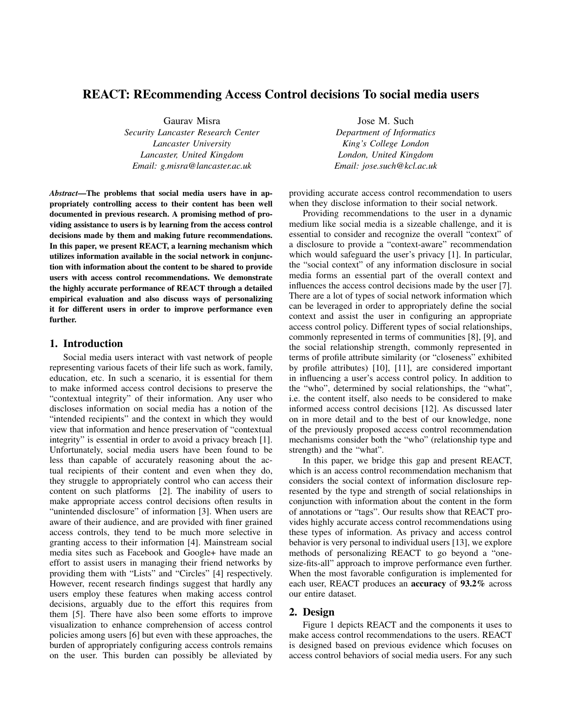# REACT: REcommending Access Control decisions To social media users

Gaurav Misra
*Security Lancaster Research Center*
*Lancaster University*
*Lancaster, United Kingdom*
*Email: g.misra@lancaster.ac.uk*

Jose M. Such
*Department of Informatics*
*King's College London*
*London, United Kingdom*
*Email: jose.such@kcl.ac.uk*

***Abstract*—The problems that social media users have in appropriately controlling access to their content has been well documented in previous research. A promising method of providing assistance to users is by learning from the access control decisions made by them and making future recommendations. In this paper, we present REACT, a learning mechanism which utilizes information available in the social network in conjunction with information about the content to be shared to provide users with access control recommendations. We demonstrate the highly accurate performance of REACT through a detailed empirical evaluation and also discuss ways of personalizing it for different users in order to improve performance even further.**

## 1. Introduction

Social media users interact with vast network of people representing various facets of their life such as work, family, education, etc. In such a scenario, it is essential for them to make informed access control decisions to preserve the "contextual integrity" of their information. Any user who discloses information on social media has a notion of the "intended recipients" and the context in which they would view that information and hence preservation of "contextual integrity" is essential in order to avoid a privacy breach [1]. Unfortunately, social media users have been found to be less than capable of accurately reasoning about the actual recipients of their content and even when they do, they struggle to appropriately control who can access their content on such platforms [2]. The inability of users to make appropriate access control decisions often results in "unintended disclosure" of information [3]. When users are aware of their audience, and are provided with finer grained access controls, they tend to be much more selective in granting access to their information [4]. Mainstream social media sites such as Facebook and Google+ have made an effort to assist users in managing their friend networks by providing them with "Lists" and "Circles" [4] respectively. However, recent research findings suggest that hardly any users employ these features when making access control decisions, arguably due to the effort this requires from them [5]. There have also been some efforts to improve visualization to enhance comprehension of access control policies among users [6] but even with these approaches, the burden of appropriately configuring access controls remains on the user. This burden can possibly be alleviated by providing accurate access control recommendation to users when they disclose information to their social network.

Providing recommendations to the user in a dynamic medium like social media is a sizeable challenge, and it is essential to consider and recognize the overall "context" of a disclosure to provide a "context-aware" recommendation which would safeguard the user's privacy [1]. In particular, the "social context" of any information disclosure in social media forms an essential part of the overall context and influences the access control decisions made by the user [7]. There are a lot of types of social network information which can be leveraged in order to appropriately define the social context and assist the user in configuring an appropriate access control policy. Different types of social relationships, commonly represented in terms of communities [8], [9], and the social relationship strength, commonly represented in terms of profile attribute similarity (or "closeness" exhibited by profile attributes) [10], [11], are considered important in influencing a user's access control policy. In addition to the "who", determined by social relationships, the "what", i.e. the content itself, also needs to be considered to make informed access control decisions [12]. As discussed later on in more detail and to the best of our knowledge, none of the previously proposed access control recommendation mechanisms consider both the "who" (relationship type and strength) and the "what".

In this paper, we bridge this gap and present REACT, which is an access control recommendation mechanism that considers the social context of information disclosure represented by the type and strength of social relationships in conjunction with information about the content in the form of annotations or "tags". Our results show that REACT provides highly accurate access control recommendations using these types of information. As privacy and access control behavior is very personal to individual users [13], we explore methods of personalizing REACT to go beyond a "one-size-fits-all" approach to improve performance even further. When the most favorable configuration is implemented for each user, REACT produces an **accuracy** of **93.2%** across our entire dataset.

## 2. Design

Figure 1 depicts REACT and the components it uses to make access control recommendations to the users. REACT is designed based on previous evidence which focuses on access control behaviors of social media users. For any such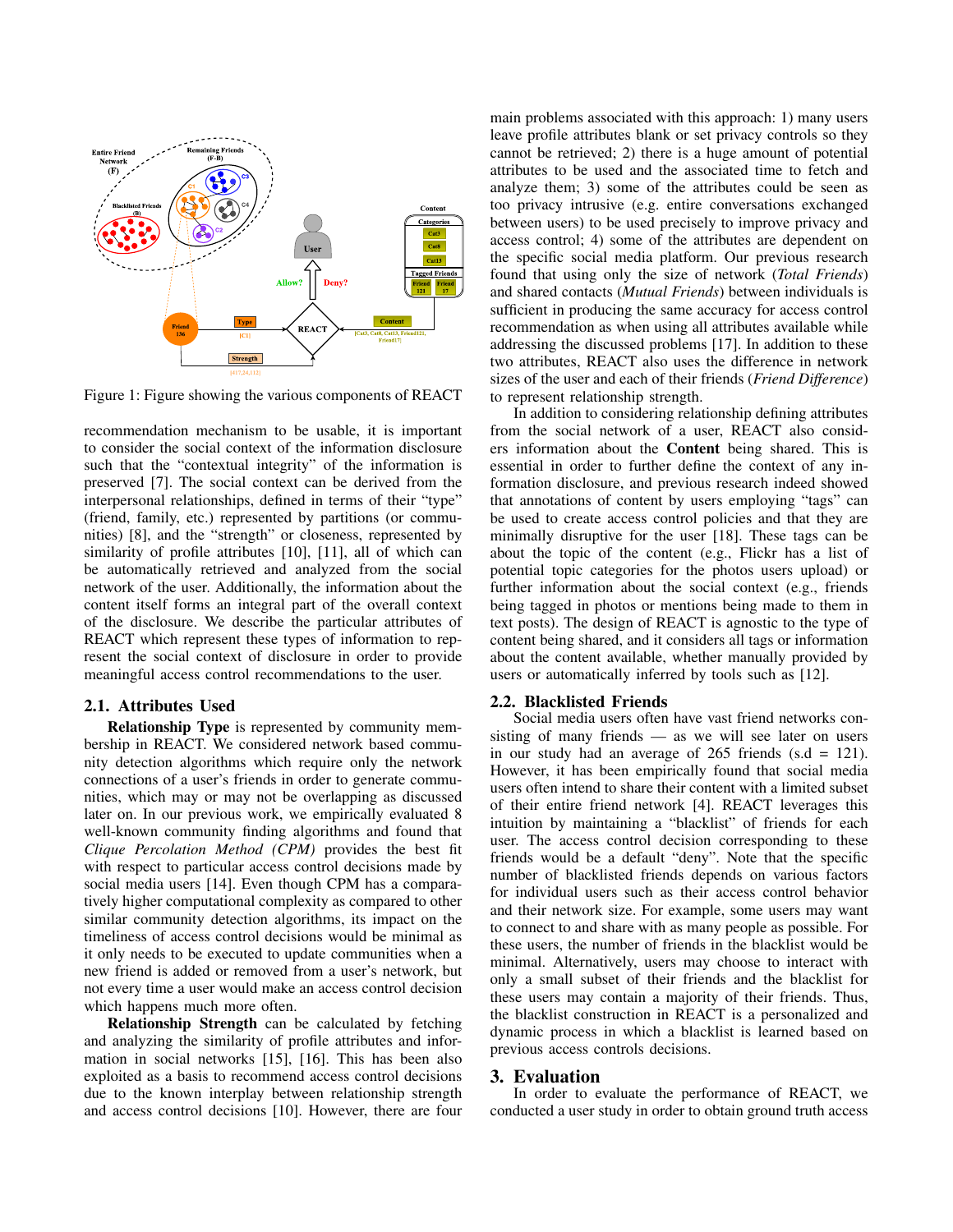Figure 1: Figure showing the various components of REACT

recommendation mechanism to be usable, it is important to consider the social context of the information disclosure such that the "contextual integrity" of the information is preserved [7]. The social context can be derived from the interpersonal relationships, defined in terms of their "type" (friend, family, etc.) represented by partitions (or communities) [8], and the "strength" or closeness, represented by similarity of profile attributes [10], [11], all of which can be automatically retrieved and analyzed from the social network of the user. Additionally, the information about the content itself forms an integral part of the overall context of the disclosure. We describe the particular attributes of REACT which represent these types of information to represent the social context of disclosure in order to provide meaningful access control recommendations to the user.

## 2.1. Attributes Used

**Relationship Type** is represented by community membership in REACT. We considered network based community detection algorithms which require only the network connections of a user's friends in order to generate communities, which may or may not be overlapping as discussed later on. In our previous work, we empirically evaluated 8 well-known community finding algorithms and found that *Clique Percolation Method (CPM)* provides the best fit with respect to particular access control decisions made by social media users [14]. Even though CPM has a comparatively higher computational complexity as compared to other similar community detection algorithms, its impact on the timeliness of access control decisions would be minimal as it only needs to be executed to update communities when a new friend is added or removed from a user's network, but not every time a user would make an access control decision which happens much more often.

**Relationship Strength** can be calculated by fetching and analyzing the similarity of profile attributes and information in social networks [15], [16]. This has been also exploited as a basis to recommend access control decisions due to the known interplay between relationship strength and access control decisions [10]. However, there are four main problems associated with this approach: 1) many users leave profile attributes blank or set privacy controls so they cannot be retrieved; 2) there is a huge amount of potential attributes to be used and the associated time to fetch and analyze them; 3) some of the attributes could be seen as too privacy intrusive (e.g. entire conversations exchanged between users) to be used precisely to improve privacy and access control; 4) some of the attributes are dependent on the specific social media platform. Our previous research found that using only the size of network (*Total Friends*) and shared contacts (*Mutual Friends*) between individuals is sufficient in producing the same accuracy for access control recommendation as when using all attributes available while addressing the discussed problems [17]. In addition to these two attributes, REACT also uses the difference in network sizes of the user and each of their friends (*Friend Difference*) to represent relationship strength.

In addition to considering relationship defining attributes from the social network of a user, REACT also considers information about the **Content** being shared. This is essential in order to further define the context of any information disclosure, and previous research indeed showed that annotations of content by users employing "tags" can be used to create access control policies and that they are minimally disruptive for the user [18]. These tags can be about the topic of the content (e.g., Flickr has a list of potential topic categories for the photos users upload) or further information about the social context (e.g., friends being tagged in photos or mentions being made to them in text posts). The design of REACT is agnostic to the type of content being shared, and it considers all tags or information about the content available, whether manually provided by users or automatically inferred by tools such as [12].

## 2.2. Blacklisted Friends

Social media users often have vast friend networks consisting of many friends — as we will see later on users in our study had an average of 265 friends (s.d = 121). However, it has been empirically found that social media users often intend to share their content with a limited subset of their entire friend network [4]. REACT leverages this intuition by maintaining a "blacklist" of friends for each user. The access control decision corresponding to these friends would be a default "deny". Note that the specific number of blacklisted friends depends on various factors for individual users such as their access control behavior and their network size. For example, some users may want to connect to and share with as many people as possible. For these users, the number of friends in the blacklist would be minimal. Alternatively, users may choose to interact with only a small subset of their friends and the blacklist for these users may contain a majority of their friends. Thus, the blacklist construction in REACT is a personalized and dynamic process in which a blacklist is learned based on previous access controls decisions.

# 3. Evaluation

In order to evaluate the performance of REACT, we conducted a user study in order to obtain ground truth access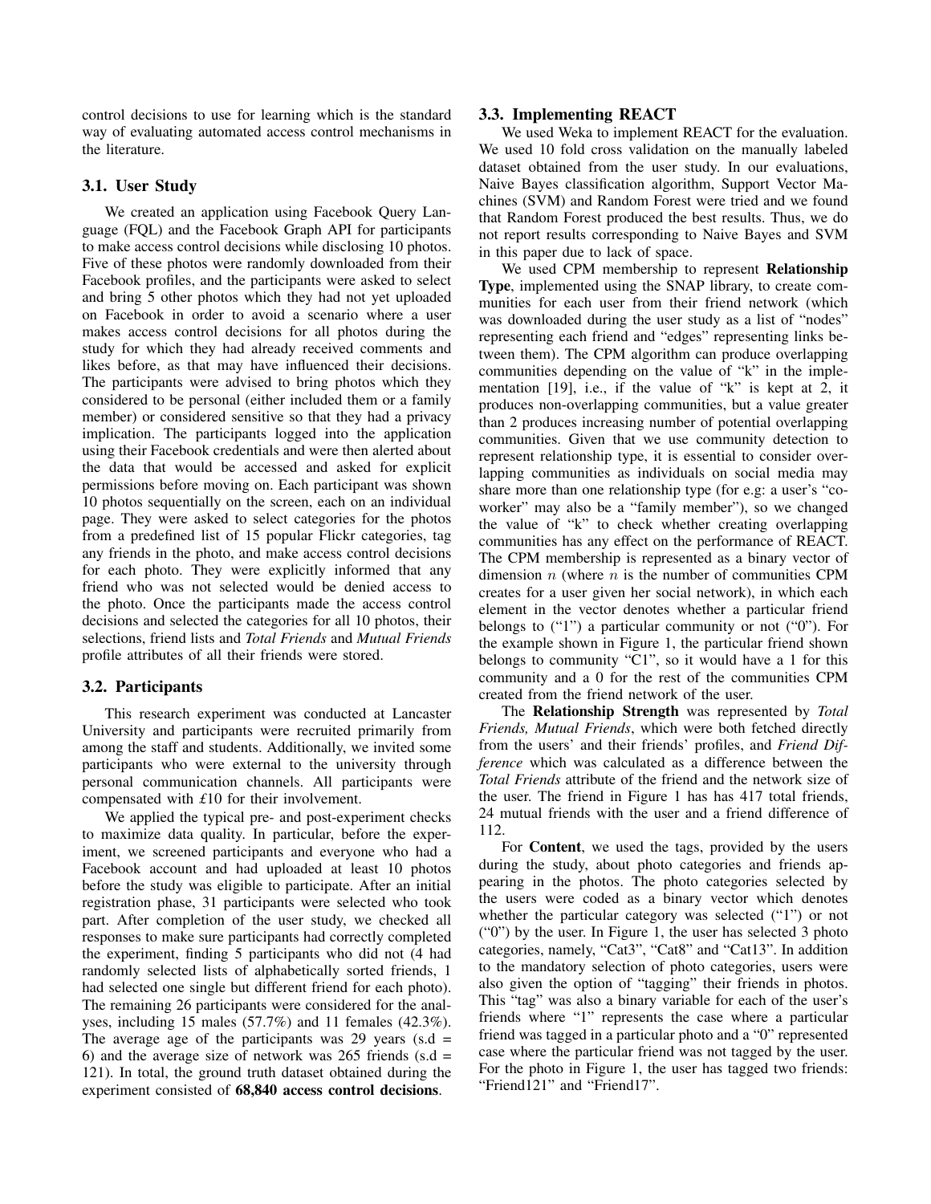control decisions to use for learning which is the standard way of evaluating automated access control mechanisms in the literature.

### 3.1. User Study

We created an application using Facebook Query Language (FQL) and the Facebook Graph API for participants to make access control decisions while disclosing 10 photos. Five of these photos were randomly downloaded from their Facebook profiles, and the participants were asked to select and bring 5 other photos which they had not yet uploaded on Facebook in order to avoid a scenario where a user makes access control decisions for all photos during the study for which they had already received comments and likes before, as that may have influenced their decisions. The participants were advised to bring photos which they considered to be personal (either included them or a family member) or considered sensitive so that they had a privacy implication. The participants logged into the application using their Facebook credentials and were then alerted about the data that would be accessed and asked for explicit permissions before moving on. Each participant was shown 10 photos sequentially on the screen, each on an individual page. They were asked to select categories for the photos from a predefined list of 15 popular Flickr categories, tag any friends in the photo, and make access control decisions for each photo. They were explicitly informed that any friend who was not selected would be denied access to the photo. Once the participants made the access control decisions and selected the categories for all 10 photos, their selections, friend lists and *Total Friends* and *Mutual Friends* profile attributes of all their friends were stored.

### 3.2. Participants

This research experiment was conducted at Lancaster University and participants were recruited primarily from among the staff and students. Additionally, we invited some participants who were external to the university through personal communication channels. All participants were compensated with £10 for their involvement.

We applied the typical pre- and post-experiment checks to maximize data quality. In particular, before the experiment, we screened participants and everyone who had a Facebook account and had uploaded at least 10 photos before the study was eligible to participate. After an initial registration phase, 31 participants were selected who took part. After completion of the user study, we checked all responses to make sure participants had correctly completed the experiment, finding 5 participants who did not (4 had randomly selected lists of alphabetically sorted friends, 1 had selected one single but different friend for each photo). The remaining 26 participants were considered for the analyses, including 15 males (57.7%) and 11 females (42.3%). The average age of the participants was 29 years (s.d = 6) and the average size of network was 265 friends (s.d = 121). In total, the ground truth dataset obtained during the experiment consisted of **68,840 access control decisions**.

### 3.3. Implementing REACT

We used Weka to implement REACT for the evaluation. We used 10 fold cross validation on the manually labeled dataset obtained from the user study. In our evaluations, Naive Bayes classification algorithm, Support Vector Machines (SVM) and Random Forest were tried and we found that Random Forest produced the best results. Thus, we do not report results corresponding to Naive Bayes and SVM in this paper due to lack of space.

We used CPM membership to represent **Relationship Type**, implemented using the SNAP library, to create communities for each user from their friend network (which was downloaded during the user study as a list of "nodes" representing each friend and "edges" representing links between them). The CPM algorithm can produce overlapping communities depending on the value of "k" in the implementation [19], i.e., if the value of "k" is kept at 2, it produces non-overlapping communities, but a value greater than 2 produces increasing number of potential overlapping communities. Given that we use community detection to represent relationship type, it is essential to consider overlapping communities as individuals on social media may share more than one relationship type (for e.g: a user's "co-worker" may also be a "family member"), so we changed the value of "k" to check whether creating overlapping communities has any effect on the performance of REACT. The CPM membership is represented as a binary vector of dimension $n$ (where $n$ is the number of communities CPM creates for a user given her social network), in which each element in the vector denotes whether a particular friend belongs to ("1") a particular community or not ("0"). For the example shown in Figure 1, the particular friend shown belongs to community "C1", so it would have a 1 for this community and a 0 for the rest of the communities CPM created from the friend network of the user.

The **Relationship Strength** was represented by *Total Friends, Mutual Friends*, which were both fetched directly from the users' and their friends' profiles, and *Friend Difference* which was calculated as a difference between the *Total Friends* attribute of the friend and the network size of the user. The friend in Figure 1 has has 417 total friends, 24 mutual friends with the user and a friend difference of 112.

For **Content**, we used the tags, provided by the users during the study, about photo categories and friends appearing in the photos. The photo categories selected by the users were coded as a binary vector which denotes whether the particular category was selected ("1") or not ("0") by the user. In Figure 1, the user has selected 3 photo categories, namely, "Cat3", "Cat8" and "Cat13". In addition to the mandatory selection of photo categories, users were also given the option of "tagging" their friends in photos. This "tag" was also a binary variable for each of the user's friends where "1" represents the case where a particular friend was tagged in a particular photo and a "0" represented case where the particular friend was not tagged by the user. For the photo in Figure 1, the user has tagged two friends: "Friend121" and "Friend17".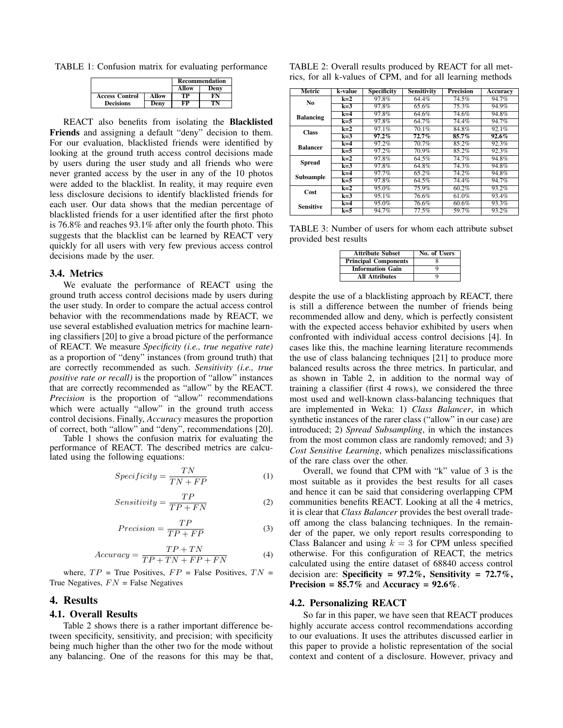TABLE 1: Confusion matrix for evaluating performance

| | | Recommendation | |
|---|---|---|---|
| | | **Allow** | **Deny** |
| **Access Control** | **Allow** | **TP** | **FN** |
| **Decisions** | **Deny** | **FP** | **TN** |

REACT also benefits from isolating the **Blacklisted Friends** and assigning a default "deny" decision to them. For our evaluation, blacklisted friends were identified by looking at the ground truth access control decisions made by users during the user study and all friends who were never granted access by the user in any of the 10 photos were added to the blacklist. In reality, it may require even less disclosure decisions to identify blacklisted friends for each user. Our data shows that the median percentage of blacklisted friends for a user identified after the first photo is 76.8% and reaches 93.1% after only the fourth photo. This suggests that the blacklist can be learned by REACT very quickly for all users with very few previous access control decisions made by the user.

### 3.4. Metrics

We evaluate the performance of REACT using the ground truth access control decisions made by users during the user study. In order to compare the actual access control behavior with the recommendations made by REACT, we use several established evaluation metrics for machine learning classifiers [20] to give a broad picture of the performance of REACT. We measure *Specificity (i.e., true negative rate)* as a proportion of "deny" instances (from ground truth) that are correctly recommended as such. *Sensitivity (i.e., true positive rate or recall)* is the proportion of "allow" instances that are correctly recommended as "allow" by the REACT. *Precision* is the proportion of "allow" recommendations which were actually "allow" in the ground truth access control decisions. Finally, *Accuracy* measures the proportion of correct, both "allow" and "deny", recommendations [20].

Table 1 shows the confusion matrix for evaluating the performance of REACT. The described metrics are calculated using the following equations:

$$Specificity = \frac{TN}{TN + FP} \tag{1}$$

$$Sensitivity = \frac{TP}{TP + FN} \tag{2}$$

$$Precision = \frac{TP}{TP + FP} \tag{3}$$

$$Accuracy = \frac{TP + TN}{TP + TN + FP + FN} \tag{4}$$

where, $TP$ = True Positives, $FP$ = False Positives, $TN$ = True Negatives, $FN$ = False Negatives

## 4. Results

### 4.1. Overall Results

Table 2 shows there is a rather important difference between specificity, sensitivity, and precision; with specificity being much higher than the other two for the mode without any balancing. One of the reasons for this may be that, despite the use of a blacklisting approach by REACT, there is still a difference between the number of friends being recommended allow and deny, which is perfectly consistent with the expected access behavior exhibited by users when confronted with individual access control decisions [4]. In cases like this, the machine learning literature recommends the use of class balancing techniques [21] to produce more balanced results across the three metrics. In particular, and as shown in Table 2, in addition to the normal way of training a classifier (first 4 rows), we considered the three most used and well-known class-balancing techniques that are implemented in Weka: 1) *Class Balancer*, in which synthetic instances of the rarer class ("allow" in our case) are introduced; 2) *Spread Subsampling*, in which the instances from the most common class are randomly removed; and 3) *Cost Sensitive Learning*, which penalizes misclassifications of the rare class over the other.

TABLE 2: Overall results produced by REACT for all metrics, for all k-values of CPM, and for all learning methods

| Metric | k-value | Specificity | Sensitivity | Precision | Accuracy |
|---|---|---|---|---|---|
| **No Balancing** | **k=2** | 97.8% | 64.4% | 74.5% | 94.7% |
| | **k=3** | 97.8% | 65.6% | 75.3% | 94.9% |
| | **k=4** | 97.8% | 64.6% | 74.6% | 94.8% |
| | **k=5** | 97.8% | 64.7% | 74.4% | 94.7% |
| **Class Balancer** | **k=2** | 97.1% | 70.1% | 84.8% | 92.1% |
| | **k=3** | **97.2%** | **72.7%** | **85.7%** | **92.6%** |
| | **k=4** | 97.2% | 70.7% | 85.2% | 92.3% |
| | **k=5** | 97.2% | 70.9% | 85.2% | 92.3% |
| **Spread Subsample** | **k=2** | 97.8% | 64.5% | 74.7% | 94.8% |
| | **k=3** | 97.8% | 64.8% | 74.3% | 94.8% |
| | **k=4** | 97.7% | 65.2% | 74.2% | 94.8% |
| | **k=5** | 97.8% | 64.5% | 74.4% | 94.7% |
| **Cost Sensitive** | **k=2** | 95.0% | 75.9% | 60.2% | 93.2% |
| | **k=3** | 95.1% | 76.6% | 61.0% | 93.4% |
| | **k=4** | 95.0% | 76.6% | 60.6% | 93.3% |
| | **k=5** | 94.7% | 77.5% | 59.7% | 93.2% |

TABLE 3: Number of users for whom each attribute subset provided best results

| Attribute Subset | No. of Users |
|---|---|
| **Principal Components** | 8 |
| **Information Gain** | 9 |
| **All Attributes** | 9 |

Overall, we found that CPM with "k" value of 3 is the most suitable as it provides the best results for all cases and hence it can be said that considering overlapping CPM communities benefits REACT. Looking at all the 4 metrics, it is clear that *Class Balancer* provides the best overall trade-off among the class balancing techniques. In the remainder of the paper, we only report results corresponding to Class Balancer and using $k = 3$ for CPM unless specified otherwise. For this configuration of REACT, the metrics calculated using the entire dataset of 68840 access control decision are: **Specificity = 97.2%, Sensitivity = 72.7%, Precision = 85.7%** and **Accuracy = 92.6%**.

### 4.2. Personalizing REACT

So far in this paper, we have seen that REACT produces highly accurate access control recommendations according to our evaluations. It uses the attributes discussed earlier in this paper to provide a holistic representation of the social context and content of a disclosure. However, privacy and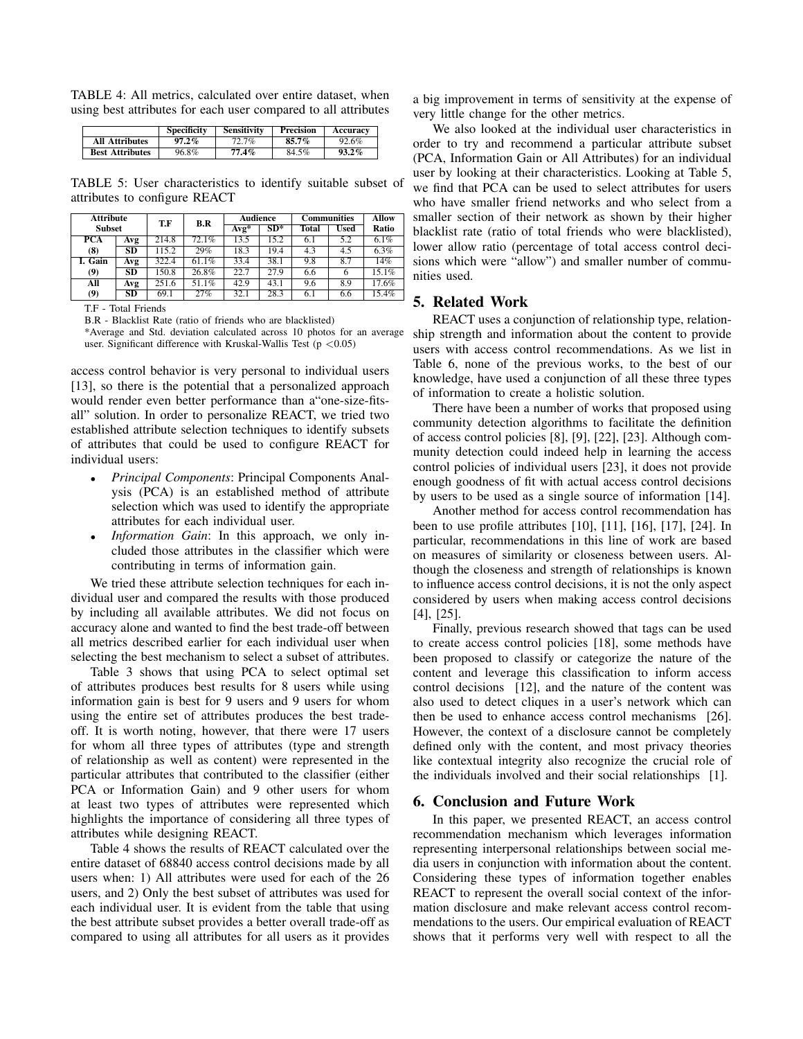TABLE 4: All metrics, calculated over entire dataset, when using best attributes for each user compared to all attributes

| | Specificity | Sensitivity | Precision | Accuracy |
|---|---|---|---|---|
| **All Attributes** | **97.2%** | 72.7% | **85.7%** | 92.6% |
| **Best Attributes** | 96.8% | **77.4%** | 84.5% | **93.2%** |

TABLE 5: User characteristics to identify suitable subset of attributes to configure REACT

| Attribute Subset | | T.F | B.R | Audience | | Communities | | Allow Ratio |
|---|---|---|---|---|---|---|---|---|
| | | | | Avg* | SD* | Total | Used | |
| **PCA (8)** | **Avg** | 214.8 | 72.1% | 13.5 | 15.2 | 6.1 | 5.2 | 6.1% |
| | **SD** | 115.2 | 29% | 18.3 | 19.4 | 4.3 | 4.5 | 6.3% |
| **I. Gain (9)** | **Avg** | 322.4 | 61.1% | 33.4 | 38.1 | 9.8 | 8.7 | 14% |
| | **SD** | 150.8 | 26.8% | 22.7 | 27.9 | 6.6 | 6 | 15.1% |
| **All (9)** | **Avg** | 251.6 | 51.1% | 42.9 | 43.1 | 9.6 | 8.9 | 17.6% |
| | **SD** | 69.1 | 27% | 32.1 | 28.3 | 6.1 | 6.6 | 15.4% |

T.F - Total Friends

B.R - Blacklist Rate (ratio of friends who are blacklisted)

*Average and Std. deviation calculated across 10 photos for an average user. Significant difference with Kruskal-Wallis Test ($p < 0.05$)

access control behavior is very personal to individual users [13], so there is the potential that a personalized approach would render even better performance than a"one-size-fits-all" solution. In order to personalize REACT, we tried two established attribute selection techniques to identify subsets of attributes that could be used to configure REACT for individual users:

- *Principal Components*: Principal Components Analysis (PCA) is an established method of attribute selection which was used to identify the appropriate attributes for each individual user.
- *Information Gain*: In this approach, we only included those attributes in the classifier which were contributing in terms of information gain.

We tried these attribute selection techniques for each individual user and compared the results with those produced by including all available attributes. We did not focus on accuracy alone and wanted to find the best trade-off between all metrics described earlier for each individual user when selecting the best mechanism to select a subset of attributes.

Table 3 shows that using PCA to select optimal set of attributes produces best results for 8 users while using information gain is best for 9 users and 9 users for whom using the entire set of attributes produces the best trade-off. It is worth noting, however, that there were 17 users for whom all three types of attributes (type and strength of relationship as well as content) were represented in the particular attributes that contributed to the classifier (either PCA or Information Gain) and 9 other users for whom at least two types of attributes were represented which highlights the importance of considering all three types of attributes while designing REACT.

Table 4 shows the results of REACT calculated over the entire dataset of 68840 access control decisions made by all users when: 1) All attributes were used for each of the 26 users, and 2) Only the best subset of attributes was used for each individual user. It is evident from the table that using the best attribute subset provides a better overall trade-off as compared to using all attributes for all users as it provides a big improvement in terms of sensitivity at the expense of very little change for the other metrics.

We also looked at the individual user characteristics in order to try and recommend a particular attribute subset (PCA, Information Gain or All Attributes) for an individual user by looking at their characteristics. Looking at Table 5, we find that PCA can be used to select attributes for users who have smaller friend networks and who select from a smaller section of their network as shown by their higher blacklist rate (ratio of total friends who were blacklisted), lower allow ratio (percentage of total access control decisions which were "allow") and smaller number of communities used.

## 5. Related Work

REACT uses a conjunction of relationship type, relationship strength and information about the content to provide users with access control recommendations. As we list in Table 6, none of the previous works, to the best of our knowledge, have used a conjunction of all these three types of information to create a holistic solution.

There have been a number of works that proposed using community detection algorithms to facilitate the definition of access control policies [8], [9], [22], [23]. Although community detection could indeed help in learning the access control policies of individual users [23], it does not provide enough goodness of fit with actual access control decisions by users to be used as a single source of information [14].

Another method for access control recommendation has been to use profile attributes [10], [11], [16], [17], [24]. In particular, recommendations in this line of work are based on measures of similarity or closeness between users. Although the closeness and strength of relationships is known to influence access control decisions, it is not the only aspect considered by users when making access control decisions [4], [25].

Finally, previous research showed that tags can be used to create access control policies [18], some methods have been proposed to classify or categorize the nature of the content and leverage this classification to inform access control decisions [12], and the nature of the content was also used to detect cliques in a user's network which can then be used to enhance access control mechanisms [26]. However, the context of a disclosure cannot be completely defined only with the content, and most privacy theories like contextual integrity also recognize the crucial role of the individuals involved and their social relationships [1].

## 6. Conclusion and Future Work

In this paper, we presented REACT, an access control recommendation mechanism which leverages information representing interpersonal relationships between social media users in conjunction with information about the content. Considering these types of information together enables REACT to represent the overall social context of the information disclosure and make relevant access control recommendations to the users. Our empirical evaluation of REACT shows that it performs very well with respect to all the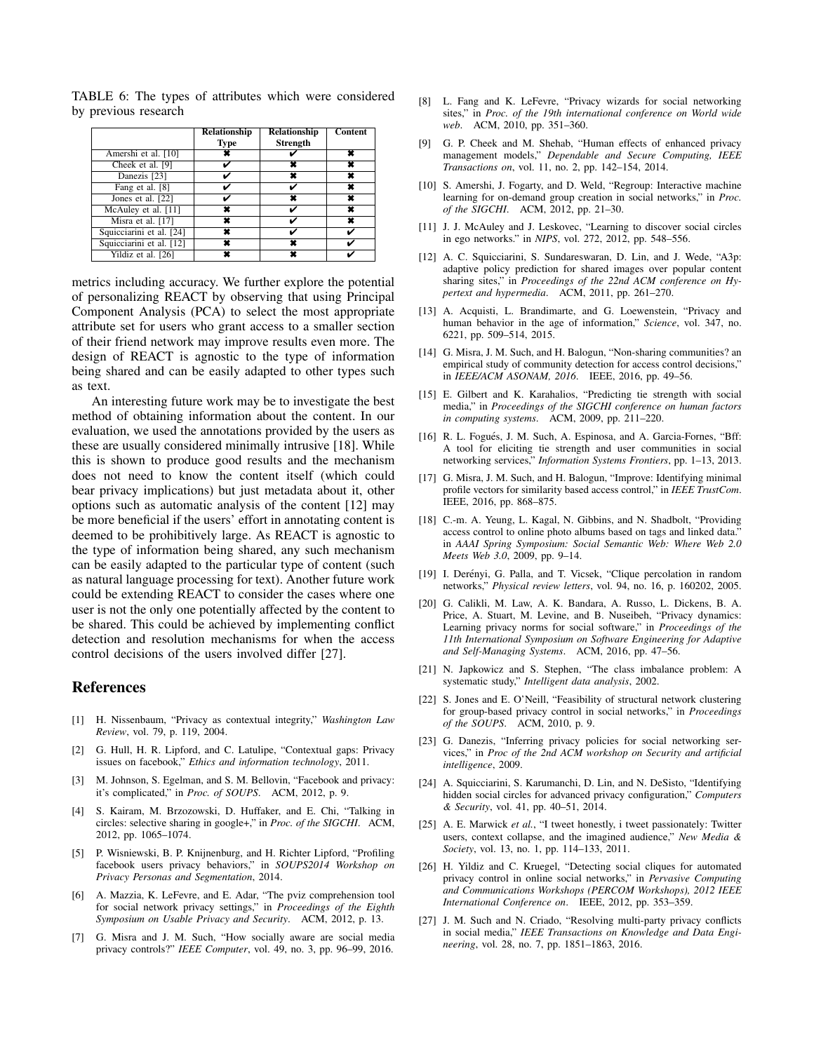TABLE 6: The types of attributes which were considered by previous research

| | Relationship Type | Relationship Strength | Content |
|---|---|---|---|
| Amershi et al. [10] | ✖ | ✔ | ✖ |
| Cheek et al. [9] | ✔ | ✖ | ✖ |
| Danezis [23] | ✔ | ✖ | ✖ |
| Fang et al. [8] | ✔ | ✔ | ✖ |
| Jones et al. [22] | ✔ | ✖ | ✖ |
| McAuley et al. [11] | ✖ | ✔ | ✖ |
| Misra et al. [17] | ✖ | ✔ | ✖ |
| Squicciarini et al. [24] | ✖ | ✔ | ✔ |
| Squicciarini et al. [12] | ✖ | ✖ | ✔ |
| Yildiz et al. [26] | ✖ | ✖ | ✔ |

metrics including accuracy. We further explore the potential of personalizing REACT by observing that using Principal Component Analysis (PCA) to select the most appropriate attribute set for users who grant access to a smaller section of their friend network may improve results even more. The design of REACT is agnostic to the type of information being shared and can be easily adapted to other types such as text.

An interesting future work may be to investigate the best method of obtaining information about the content. In our evaluation, we used the annotations provided by the users as these are usually considered minimally intrusive [18]. While this is shown to produce good results and the mechanism does not need to know the content itself (which could bear privacy implications) but just metadata about it, other options such as automatic analysis of the content [12] may be more beneficial if the users' effort in annotating content is deemed to be prohibitively large. As REACT is agnostic to the type of information being shared, any such mechanism can be easily adapted to the particular type of content (such as natural language processing for text). Another future work could be extending REACT to consider the cases where one user is not the only one potentially affected by the content to be shared. This could be achieved by implementing conflict detection and resolution mechanisms for when the access control decisions of the users involved differ [27].

## References

[1] H. Nissenbaum, "Privacy as contextual integrity," *Washington Law Review*, vol. 79, p. 119, 2004.

[2] G. Hull, H. R. Lipford, and C. Latulipe, "Contextual gaps: Privacy issues on facebook," *Ethics and information technology*, 2011.

[3] M. Johnson, S. Egelman, and S. M. Bellovin, "Facebook and privacy: it's complicated," in *Proc. of SOUPS*. ACM, 2012, p. 9.

[4] S. Kairam, M. Brzozowski, D. Huffaker, and E. Chi, "Talking in circles: selective sharing in google+," in *Proc. of the SIGCHI*. ACM, 2012, pp. 1065–1074.

[5] P. Wisniewski, B. P. Knijnenburg, and H. Richter Lipford, "Profiling facebook users privacy behaviors," in *SOUPS2014 Workshop on Privacy Personas and Segmentation*, 2014.

[6] A. Mazzia, K. LeFevre, and E. Adar, "The pviz comprehension tool for social network privacy settings," in *Proceedings of the Eighth Symposium on Usable Privacy and Security*. ACM, 2012, p. 13.

[7] G. Misra and J. M. Such, "How socially aware are social media privacy controls?" *IEEE Computer*, vol. 49, no. 3, pp. 96–99, 2016.

[8] L. Fang and K. LeFevre, "Privacy wizards for social networking sites," in *Proc. of the 19th international conference on World wide web*. ACM, 2010, pp. 351–360.

[9] G. P. Cheek and M. Shehab, "Human effects of enhanced privacy management models," *Dependable and Secure Computing, IEEE Transactions on*, vol. 11, no. 2, pp. 142–154, 2014.

[10] S. Amershi, J. Fogarty, and D. Weld, "Regroup: Interactive machine learning for on-demand group creation in social networks," in *Proc. of the SIGCHI*. ACM, 2012, pp. 21–30.

[11] J. J. McAuley and J. Leskovec, "Learning to discover social circles in ego networks." in *NIPS*, vol. 272, 2012, pp. 548–556.

[12] A. C. Squicciarini, S. Sundareswaran, D. Lin, and J. Wede, "A3p: adaptive policy prediction for shared images over popular content sharing sites," in *Proceedings of the 22nd ACM conference on Hypertext and hypermedia*. ACM, 2011, pp. 261–270.

[13] A. Acquisti, L. Brandimarte, and G. Loewenstein, "Privacy and human behavior in the age of information," *Science*, vol. 347, no. 6221, pp. 509–514, 2015.

[14] G. Misra, J. M. Such, and H. Balogun, "Non-sharing communities? an empirical study of community detection for access control decisions," in *IEEE/ACM ASONAM, 2016*. IEEE, 2016, pp. 49–56.

[15] E. Gilbert and K. Karahalios, "Predicting tie strength with social media," in *Proceedings of the SIGCHI conference on human factors in computing systems*. ACM, 2009, pp. 211–220.

[16] R. L. Fogués, J. M. Such, A. Espinosa, and A. Garcia-Fornes, "Bff: A tool for eliciting tie strength and user communities in social networking services," *Information Systems Frontiers*, pp. 1–13, 2013.

[17] G. Misra, J. M. Such, and H. Balogun, "Improve: Identifying minimal profile vectors for similarity based access control," in *IEEE TrustCom*. IEEE, 2016, pp. 868–875.

[18] C.-m. A. Yeung, L. Kagal, N. Gibbins, and N. Shadbolt, "Providing access control to online photo albums based on tags and linked data." in *AAAI Spring Symposium: Social Semantic Web: Where Web 2.0 Meets Web 3.0*, 2009, pp. 9–14.

[19] I. Derényi, G. Palla, and T. Vicsek, "Clique percolation in random networks," *Physical review letters*, vol. 94, no. 16, p. 160202, 2005.

[20] G. Calikli, M. Law, A. K. Bandara, A. Russo, L. Dickens, B. A. Price, A. Stuart, M. Levine, and B. Nuseibeh, "Privacy dynamics: Learning privacy norms for social software," in *Proceedings of the 11th International Symposium on Software Engineering for Adaptive and Self-Managing Systems*. ACM, 2016, pp. 47–56.

[21] N. Japkowicz and S. Stephen, "The class imbalance problem: A systematic study," *Intelligent data analysis*, 2002.

[22] S. Jones and E. O'Neill, "Feasibility of structural network clustering for group-based privacy control in social networks," in *Proceedings of the SOUPS*. ACM, 2010, p. 9.

[23] G. Danezis, "Inferring privacy policies for social networking services," in *Proc of the 2nd ACM workshop on Security and artificial intelligence*, 2009.

[24] A. Squicciarini, S. Karumanchi, D. Lin, and N. DeSisto, "Identifying hidden social circles for advanced privacy configuration," *Computers & Security*, vol. 41, pp. 40–51, 2014.

[25] A. E. Marwick *et al.*, "I tweet honestly, i tweet passionately: Twitter users, context collapse, and the imagined audience," *New Media & Society*, vol. 13, no. 1, pp. 114–133, 2011.

[26] H. Yildiz and C. Kruegel, "Detecting social cliques for automated privacy control in online social networks," in *Pervasive Computing and Communications Workshops (PERCOM Workshops), 2012 IEEE International Conference on*. IEEE, 2012, pp. 353–359.

[27] J. M. Such and N. Criado, "Resolving multi-party privacy conflicts in social media," *IEEE Transactions on Knowledge and Data Engineering*, vol. 28, no. 7, pp. 1851–1863, 2016.